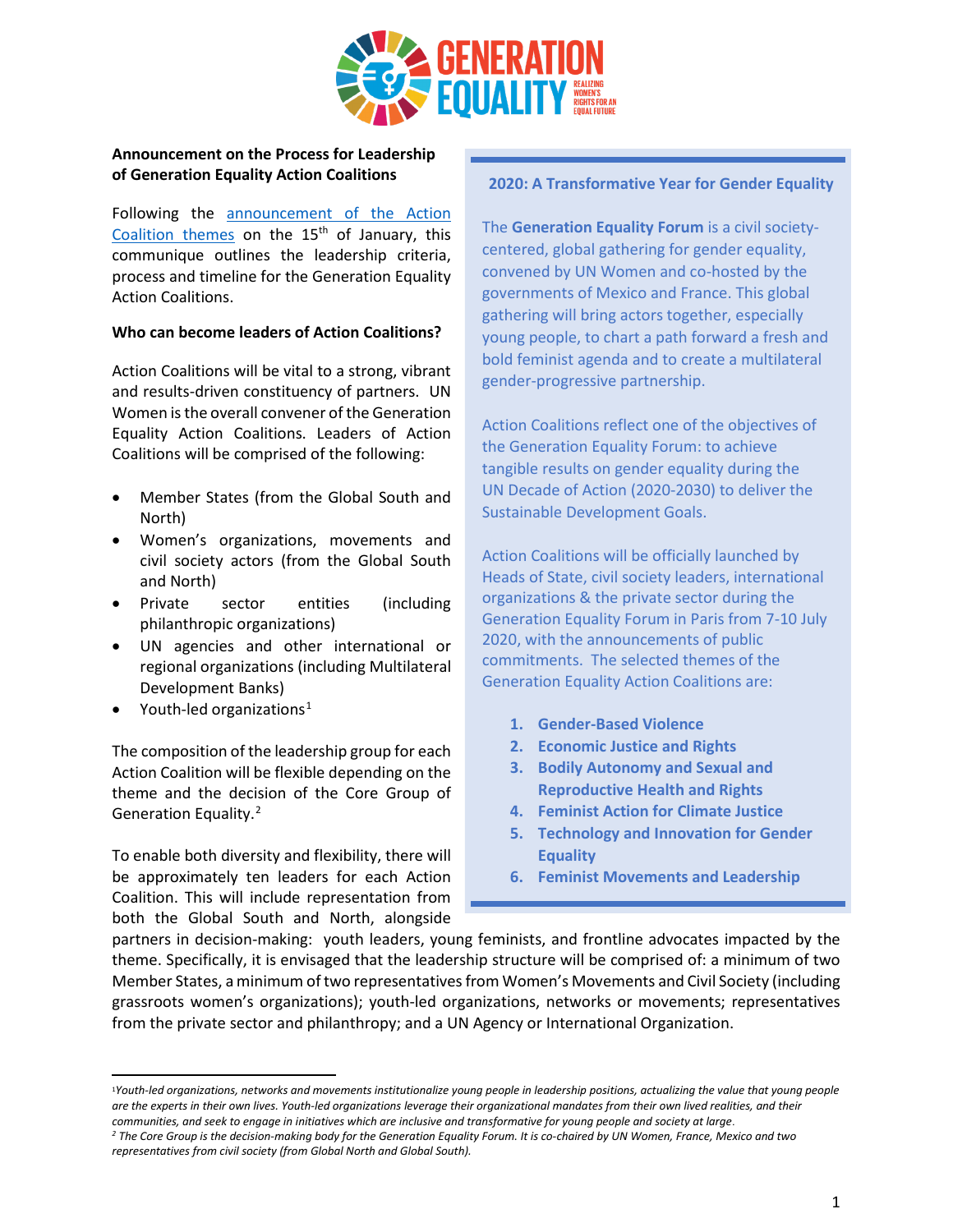**Announcement on the Process for Leadership of Generation Equality Action Coalitions**

Following the announcement of the Action Coalition themes on the 15th of January, this communique outlines the leadership criteria, process and timeline for the Generation Equality Action Coalitions.

**Who can become leaders of Action Coalitions?**

Action Coalitions will be vital to a strong, vibrant and results-driven constituency of partners. UN Women is the overall convener of the Generation Equality Action Coalitions. Leaders of Action Coalitions will be comprised of the following:

- Member States (from the Global South and North)
- Women's organizations, movements and civil society actors (from the Global South and North)
- Private sector entities (including philanthropic organizations)
- UN agencies and other international or regional organizations (including Multilateral Development Banks)
- Youth-led organizations[1]

The composition of the leadership group for each Action Coalition will be flexible depending on the theme and the decision of the Core Group of Generation Equality.[2]

To enable both diversity and flexibility, there will be approximately ten leaders for each Action Coalition. This will include representation from both the Global South and North, alongside partners in decision-making: youth leaders, young feminists, and frontline advocates impacted by the theme. Specifically, it is envisaged that the leadership structure will be comprised of: a minimum of two Member States, a minimum of two representatives from Women's Movements and Civil Society (including grassroots women's organizations); youth-led organizations, networks or movements; representatives from the private sector and philanthropy; and a UN Agency or International Organization.

**2020: A Transformative Year for Gender Equality**

The **Generation Equality Forum** is a civil society-centered, global gathering for gender equality, convened by UN Women and co-hosted by the governments of Mexico and France. This global gathering will bring actors together, especially young people, to chart a path forward a fresh and bold feminist agenda and to create a multilateral gender-progressive partnership.

Action Coalitions reflect one of the objectives of the Generation Equality Forum: to achieve tangible results on gender equality during the UN Decade of Action (2020-2030) to deliver the Sustainable Development Goals.

Action Coalitions will be officially launched by Heads of State, civil society leaders, international organizations & the private sector during the Generation Equality Forum in Paris from 7-10 July 2020, with the announcements of public commitments. The selected themes of the Generation Equality Action Coalitions are:

1. **Gender-Based Violence**
2. **Economic Justice and Rights**
3. **Bodily Autonomy and Sexual and Reproductive Health and Rights**
4. **Feminist Action for Climate Justice**
5. **Technology and Innovation for Gender Equality**
6. **Feminist Movements and Leadership**

---

[1] *Youth-led organizations, networks and movements institutionalize young people in leadership positions, actualizing the value that young people are the experts in their own lives. Youth-led organizations leverage their organizational mandates from their own lived realities, and their communities, and seek to engage in initiatives which are inclusive and transformative for young people and society at large.*

[2] *The Core Group is the decision-making body for the Generation Equality Forum. It is co-chaired by UN Women, France, Mexico and two representatives from civil society (from Global North and Global South).*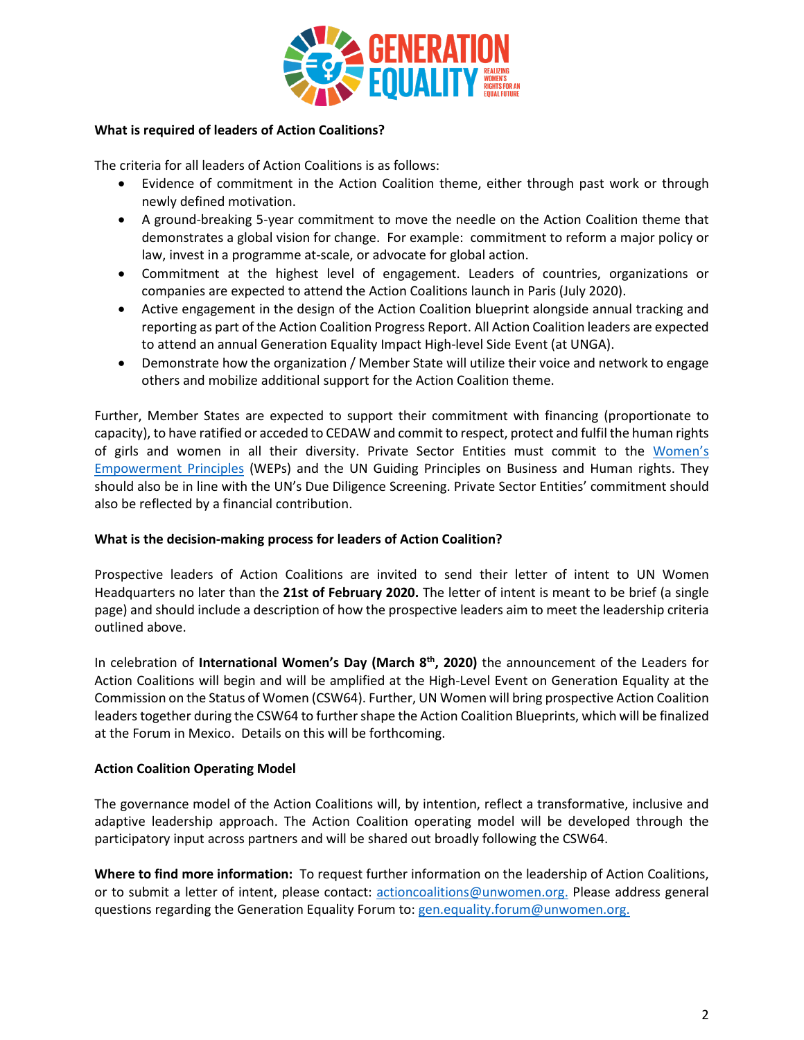**What is required of leaders of Action Coalitions?**

The criteria for all leaders of Action Coalitions is as follows:

- Evidence of commitment in the Action Coalition theme, either through past work or through newly defined motivation.
- A ground-breaking 5-year commitment to move the needle on the Action Coalition theme that demonstrates a global vision for change. For example: commitment to reform a major policy or law, invest in a programme at-scale, or advocate for global action.
- Commitment at the highest level of engagement. Leaders of countries, organizations or companies are expected to attend the Action Coalitions launch in Paris (July 2020).
- Active engagement in the design of the Action Coalition blueprint alongside annual tracking and reporting as part of the Action Coalition Progress Report. All Action Coalition leaders are expected to attend an annual Generation Equality Impact High-level Side Event (at UNGA).
- Demonstrate how the organization / Member State will utilize their voice and network to engage others and mobilize additional support for the Action Coalition theme.

Further, Member States are expected to support their commitment with financing (proportionate to capacity), to have ratified or acceded to CEDAW and commit to respect, protect and fulfil the human rights of girls and women in all their diversity. Private Sector Entities must commit to the [Women's Empowerment Principles](#) (WEPs) and the UN Guiding Principles on Business and Human rights. They should also be in line with the UN's Due Diligence Screening. Private Sector Entities' commitment should also be reflected by a financial contribution.

**What is the decision-making process for leaders of Action Coalition?**

Prospective leaders of Action Coalitions are invited to send their letter of intent to UN Women Headquarters no later than the **21st of February 2020.** The letter of intent is meant to be brief (a single page) and should include a description of how the prospective leaders aim to meet the leadership criteria outlined above.

In celebration of **International Women's Day (March 8th, 2020)** the announcement of the Leaders for Action Coalitions will begin and will be amplified at the High-Level Event on Generation Equality at the Commission on the Status of Women (CSW64). Further, UN Women will bring prospective Action Coalition leaders together during the CSW64 to further shape the Action Coalition Blueprints, which will be finalized at the Forum in Mexico. Details on this will be forthcoming.

**Action Coalition Operating Model**

The governance model of the Action Coalitions will, by intention, reflect a transformative, inclusive and adaptive leadership approach. The Action Coalition operating model will be developed through the participatory input across partners and will be shared out broadly following the CSW64.

**Where to find more information:** To request further information on the leadership of Action Coalitions, or to submit a letter of intent, please contact: actioncoalitions@unwomen.org. Please address general questions regarding the Generation Equality Forum to: gen.equality.forum@unwomen.org.